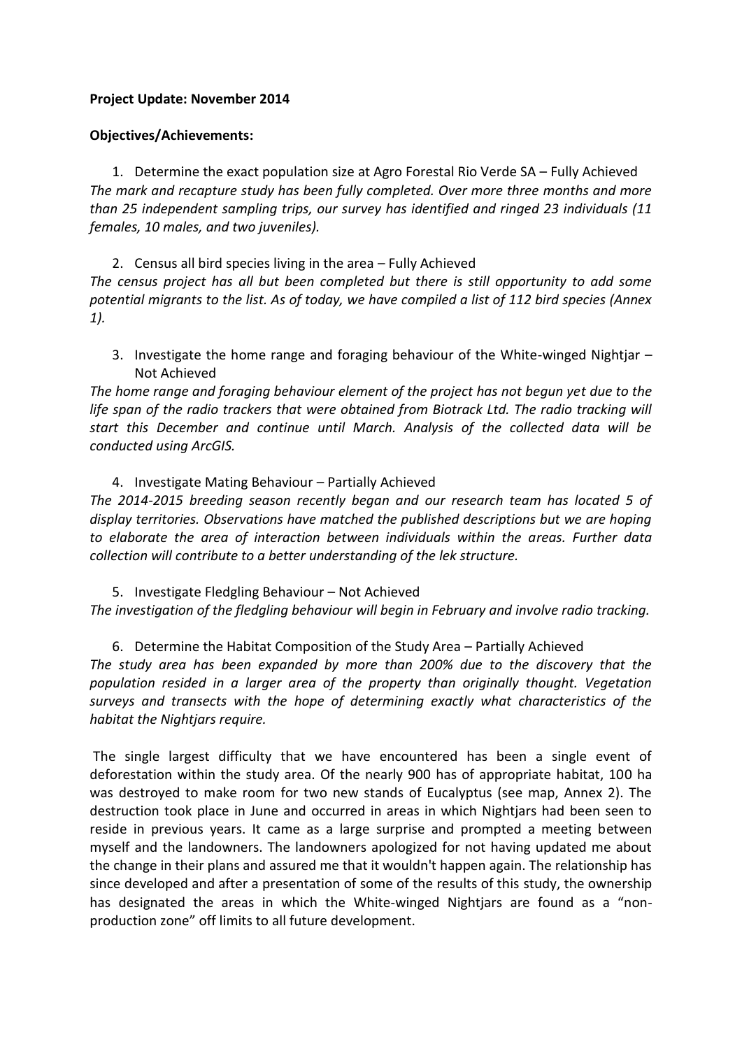**Project Update: November 2014**

**Objectives/Achievements:**

1. Determine the exact population size at Agro Forestal Rio Verde SA – Fully Achieved

*The mark and recapture study has been fully completed. Over more three months and more than 25 independent sampling trips, our survey has identified and ringed 23 individuals (11 females, 10 males, and two juveniles).*

2. Census all bird species living in the area – Fully Achieved

*The census project has all but been completed but there is still opportunity to add some potential migrants to the list. As of today, we have compiled a list of 112 bird species (Annex 1).*

3. Investigate the home range and foraging behaviour of the White-winged Nightjar – Not Achieved

*The home range and foraging behaviour element of the project has not begun yet due to the life span of the radio trackers that were obtained from Biotrack Ltd. The radio tracking will start this December and continue until March. Analysis of the collected data will be conducted using ArcGIS.*

4. Investigate Mating Behaviour – Partially Achieved

*The 2014-2015 breeding season recently began and our research team has located 5 of display territories. Observations have matched the published descriptions but we are hoping to elaborate the area of interaction between individuals within the areas. Further data collection will contribute to a better understanding of the lek structure.*

5. Investigate Fledgling Behaviour – Not Achieved

*The investigation of the fledgling behaviour will begin in February and involve radio tracking.*

6. Determine the Habitat Composition of the Study Area – Partially Achieved

*The study area has been expanded by more than 200% due to the discovery that the population resided in a larger area of the property than originally thought. Vegetation surveys and transects with the hope of determining exactly what characteristics of the habitat the Nightjars require.*

The single largest difficulty that we have encountered has been a single event of deforestation within the study area. Of the nearly 900 has of appropriate habitat, 100 ha was destroyed to make room for two new stands of Eucalyptus (see map, Annex 2). The destruction took place in June and occurred in areas in which Nightjars had been seen to reside in previous years. It came as a large surprise and prompted a meeting between myself and the landowners. The landowners apologized for not having updated me about the change in their plans and assured me that it wouldn't happen again. The relationship has since developed and after a presentation of some of the results of this study, the ownership has designated the areas in which the White-winged Nightjars are found as a "non-production zone" off limits to all future development.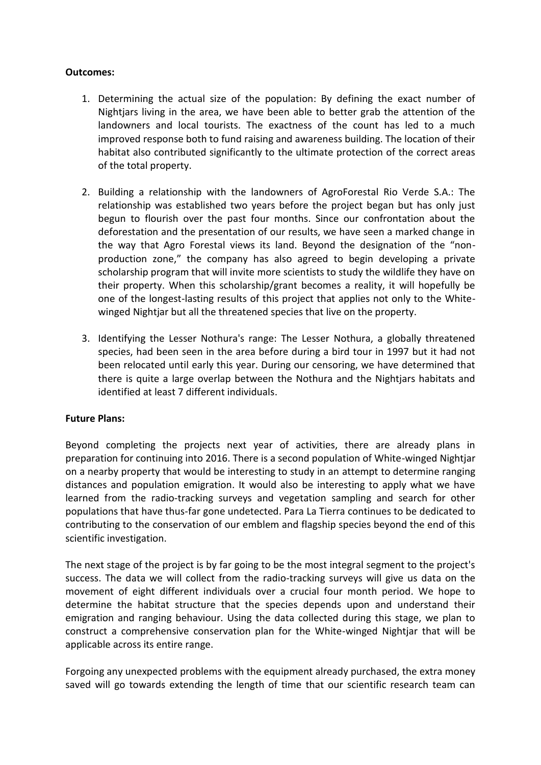**Outcomes:**

1. Determining the actual size of the population: By defining the exact number of Nightjars living in the area, we have been able to better grab the attention of the landowners and local tourists. The exactness of the count has led to a much improved response both to fund raising and awareness building. The location of their habitat also contributed significantly to the ultimate protection of the correct areas of the total property.

2. Building a relationship with the landowners of AgroForestal Rio Verde S.A.: The relationship was established two years before the project began but has only just begun to flourish over the past four months. Since our confrontation about the deforestation and the presentation of our results, we have seen a marked change in the way that Agro Forestal views its land. Beyond the designation of the "non-production zone," the company has also agreed to begin developing a private scholarship program that will invite more scientists to study the wildlife they have on their property. When this scholarship/grant becomes a reality, it will hopefully be one of the longest-lasting results of this project that applies not only to the White-winged Nightjar but all the threatened species that live on the property.

3. Identifying the Lesser Nothura's range: The Lesser Nothura, a globally threatened species, had been seen in the area before during a bird tour in 1997 but it had not been relocated until early this year. During our censoring, we have determined that there is quite a large overlap between the Nothura and the Nightjars habitats and identified at least 7 different individuals.

**Future Plans:**

Beyond completing the projects next year of activities, there are already plans in preparation for continuing into 2016. There is a second population of White-winged Nightjar on a nearby property that would be interesting to study in an attempt to determine ranging distances and population emigration. It would also be interesting to apply what we have learned from the radio-tracking surveys and vegetation sampling and search for other populations that have thus-far gone undetected. Para La Tierra continues to be dedicated to contributing to the conservation of our emblem and flagship species beyond the end of this scientific investigation.

The next stage of the project is by far going to be the most integral segment to the project's success. The data we will collect from the radio-tracking surveys will give us data on the movement of eight different individuals over a crucial four month period. We hope to determine the habitat structure that the species depends upon and understand their emigration and ranging behaviour. Using the data collected during this stage, we plan to construct a comprehensive conservation plan for the White-winged Nightjar that will be applicable across its entire range.

Forgoing any unexpected problems with the equipment already purchased, the extra money saved will go towards extending the length of time that our scientific research team can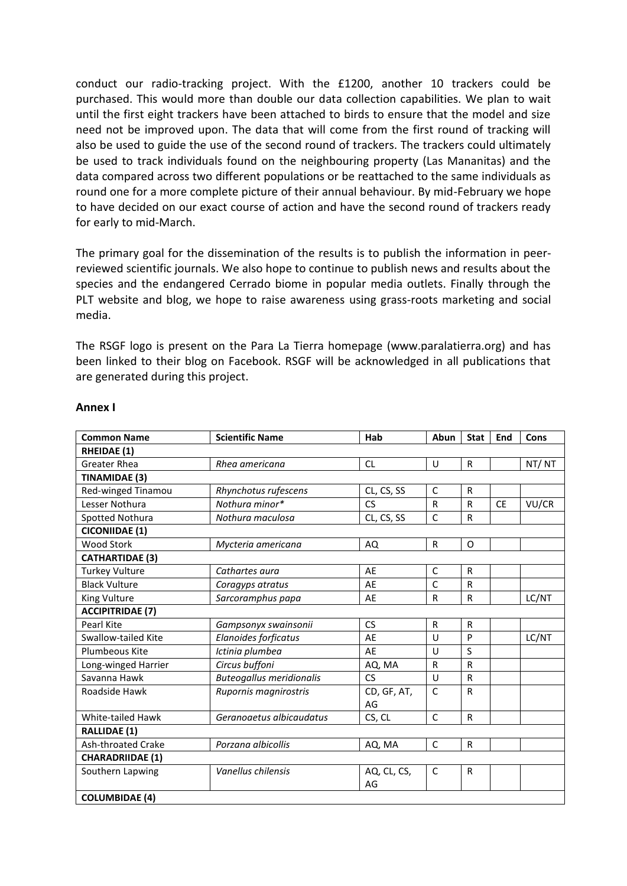conduct our radio-tracking project. With the £1200, another 10 trackers could be purchased. This would more than double our data collection capabilities. We plan to wait until the first eight trackers have been attached to birds to ensure that the model and size need not be improved upon. The data that will come from the first round of tracking will also be used to guide the use of the second round of trackers. The trackers could ultimately be used to track individuals found on the neighbouring property (Las Mananitas) and the data compared across two different populations or be reattached to the same individuals as round one for a more complete picture of their annual behaviour. By mid-February we hope to have decided on our exact course of action and have the second round of trackers ready for early to mid-March.

The primary goal for the dissemination of the results is to publish the information in peer-reviewed scientific journals. We also hope to continue to publish news and results about the species and the endangered Cerrado biome in popular media outlets. Finally through the PLT website and blog, we hope to raise awareness using grass-roots marketing and social media.

The RSGF logo is present on the Para La Tierra homepage (www.paralatierra.org) and has been linked to their blog on Facebook. RSGF will be acknowledged in all publications that are generated during this project.

**Annex I**

| Common Name | Scientific Name | Hab | Abun | Stat | End | Cons |
|---|---|---|---|---|---|---|
| **RHEIDAE (1)** | | | | | | |
| Greater Rhea | *Rhea americana* | CL | U | R | | NT/ NT |
| **TINAMIDAE (3)** | | | | | | |
| Red-winged Tinamou | *Rhynchotus rufescens* | CL, CS, SS | C | R | | |
| Lesser Nothura | *Nothura minor** | CS | R | R | CE | VU/CR |
| Spotted Nothura | *Nothura maculosa* | CL, CS, SS | C | R | | |
| **CICONIIDAE (1)** | | | | | | |
| Wood Stork | *Mycteria americana* | AQ | R | O | | |
| **CATHARTIDAE (3)** | | | | | | |
| Turkey Vulture | *Cathartes aura* | AE | C | R | | |
| Black Vulture | *Coragyps atratus* | AE | C | R | | |
| King Vulture | *Sarcoramphus papa* | AE | R | R | | LC/NT |
| **ACCIPITRIDAE (7)** | | | | | | |
| Pearl Kite | *Gampsonyx swainsonii* | CS | R | R | | |
| Swallow-tailed Kite | *Elanoides forficatus* | AE | U | P | | LC/NT |
| Plumbeous Kite | *Ictinia plumbea* | AE | U | S | | |
| Long-winged Harrier | *Circus buffoni* | AQ, MA | R | R | | |
| Savanna Hawk | *Buteogallus meridionalis* | CS | U | R | | |
| Roadside Hawk | *Rupornis magnirostris* | CD, GF, AT, AG | C | R | | |
| White-tailed Hawk | *Geranoaetus albicaudatus* | CS, CL | C | R | | |
| **RALLIDAE (1)** | | | | | | |
| Ash-throated Crake | *Porzana albicollis* | AQ, MA | C | R | | |
| **CHARADRIIDAE (1)** | | | | | | |
| Southern Lapwing | *Vanellus chilensis* | AQ, CL, CS, AG | C | R | | |
| **COLUMBIDAE (4)** | | | | | | |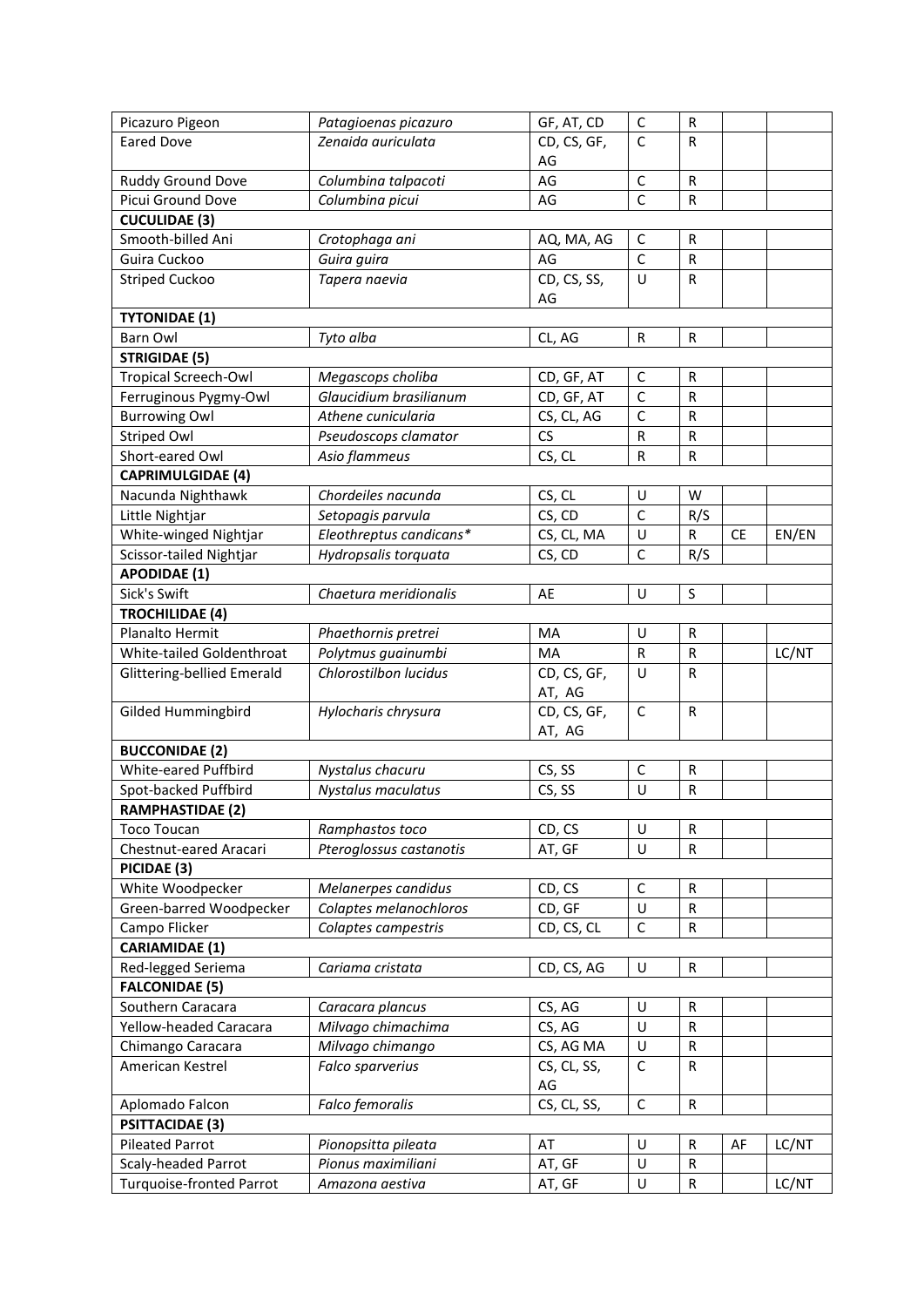| Picazuro Pigeon | *Patagioenas picazuro* | GF, AT, CD | C | R | | |
|---|---|---|---|---|---|---|
| Eared Dove | *Zenaida auriculata* | CD, CS, GF, AG | C | R | | |
| Ruddy Ground Dove | *Columbina talpacoti* | AG | C | R | | |
| Picui Ground Dove | *Columbina picui* | AG | C | R | | |
| **CUCULIDAE (3)** | | | | | | |
| Smooth-billed Ani | *Crotophaga ani* | AQ, MA, AG | C | R | | |
| Guira Cuckoo | *Guira guira* | AG | C | R | | |
| Striped Cuckoo | *Tapera naevia* | CD, CS, SS, AG | U | R | | |
| **TYTONIDAE (1)** | | | | | | |
| Barn Owl | *Tyto alba* | CL, AG | R | R | | |
| **STRIGIDAE (5)** | | | | | | |
| Tropical Screech-Owl | *Megascops choliba* | CD, GF, AT | C | R | | |
| Ferruginous Pygmy-Owl | *Glaucidium brasilianum* | CD, GF, AT | C | R | | |
| Burrowing Owl | *Athene cunicularia* | CS, CL, AG | C | R | | |
| Striped Owl | *Pseudoscops clamator* | CS | R | R | | |
| Short-eared Owl | *Asio flammeus* | CS, CL | R | R | | |
| **CAPRIMULGIDAE (4)** | | | | | | |
| Nacunda Nighthawk | *Chordeiles nacunda* | CS, CL | U | W | | |
| Little Nightjar | *Setopagis parvula* | CS, CD | C | R/S | | |
| White-winged Nightjar | *Eleothreptus candicans** | CS, CL, MA | U | R | CE | EN/EN |
| Scissor-tailed Nightjar | *Hydropsalis torquata* | CS, CD | C | R/S | | |
| **APODIDAE (1)** | | | | | | |
| Sick's Swift | *Chaetura meridionalis* | AE | U | S | | |
| **TROCHILIDAE (4)** | | | | | | |
| Planalto Hermit | *Phaethornis pretrei* | MA | U | R | | |
| White-tailed Goldenthroat | *Polytmus guainumbi* | MA | R | R | | LC/NT |
| Glittering-bellied Emerald | *Chlorostilbon lucidus* | CD, CS, GF, AT, AG | U | R | | |
| Gilded Hummingbird | *Hylocharis chrysura* | CD, CS, GF, AT, AG | C | R | | |
| **BUCCONIDAE (2)** | | | | | | |
| White-eared Puffbird | *Nystalus chacuru* | CS, SS | C | R | | |
| Spot-backed Puffbird | *Nystalus maculatus* | CS, SS | U | R | | |
| **RAMPHASTIDAE (2)** | | | | | | |
| Toco Toucan | *Ramphastos toco* | CD, CS | U | R | | |
| Chestnut-eared Aracari | *Pteroglossus castanotis* | AT, GF | U | R | | |
| **PICIDAE (3)** | | | | | | |
| White Woodpecker | *Melanerpes candidus* | CD, CS | C | R | | |
| Green-barred Woodpecker | *Colaptes melanochloros* | CD, GF | U | R | | |
| Campo Flicker | *Colaptes campestris* | CD, CS, CL | C | R | | |
| **CARIAMIDAE (1)** | | | | | | |
| Red-legged Seriema | *Cariama cristata* | CD, CS, AG | U | R | | |
| **FALCONIDAE (5)** | | | | | | |
| Southern Caracara | *Caracara plancus* | CS, AG | U | R | | |
| Yellow-headed Caracara | *Milvago chimachima* | CS, AG | U | R | | |
| Chimango Caracara | *Milvago chimango* | CS, AG MA | U | R | | |
| American Kestrel | *Falco sparverius* | CS, CL, SS, AG | C | R | | |
| Aplomado Falcon | *Falco femoralis* | CS, CL, SS, | C | R | | |
| **PSITTACIDAE (3)** | | | | | | |
| Pileated Parrot | *Pionopsitta pileata* | AT | U | R | AF | LC/NT |
| Scaly-headed Parrot | *Pionus maximiliani* | AT, GF | U | R | | |
| Turquoise-fronted Parrot | *Amazona aestiva* | AT, GF | U | R | | LC/NT |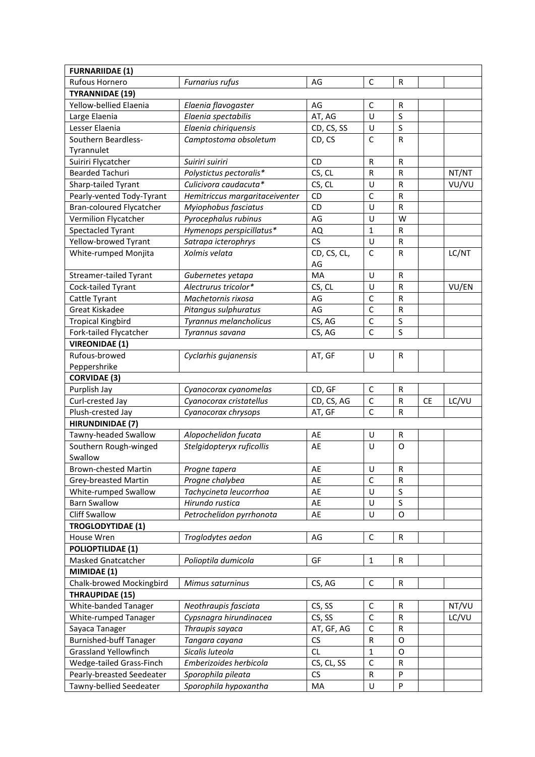| FURNARIIDAE (1) | | | | | | |
|---|---|---|---|---|---|---|
| Rufous Hornero | *Furnarius rufus* | AG | C | R | | |
| **TYRANNIDAE (19)** | | | | | | |
| Yellow-bellied Elaenia | *Elaenia flavogaster* | AG | C | R | | |
| Large Elaenia | *Elaenia spectabilis* | AT, AG | U | S | | |
| Lesser Elaenia | *Elaenia chiriquensis* | CD, CS, SS | U | S | | |
| Southern Beardless-Tyrannulet | *Camptostoma obsoletum* | CD, CS | C | R | | |
| Suiriri Flycatcher | *Suiriri suiriri* | CD | R | R | | |
| Bearded Tachuri | *Polystictus pectoralis** | CS, CL | R | R | | NT/NT |
| Sharp-tailed Tyrant | *Culicivora caudacuta** | CS, CL | U | R | | VU/VU |
| Pearly-vented Tody-Tyrant | *Hemitriccus margaritaceiventer* | CD | C | R | | |
| Bran-coloured Flycatcher | *Myiophobus fasciatus* | CD | U | R | | |
| Vermilion Flycatcher | *Pyrocephalus rubinus* | AG | U | W | | |
| Spectacled Tyrant | *Hymenops perspicillatus** | AQ | 1 | R | | |
| Yellow-browed Tyrant | *Satrapa icterophrys* | CS | U | R | | |
| White-rumped Monjita | *Xolmis velata* | CD, CS, CL, AG | C | R | | LC/NT |
| Streamer-tailed Tyrant | *Gubernetes yetapa* | MA | U | R | | |
| Cock-tailed Tyrant | *Alectrurus tricolor** | CS, CL | U | R | | VU/EN |
| Cattle Tyrant | *Machetornis rixosa* | AG | C | R | | |
| Great Kiskadee | *Pitangus sulphuratus* | AG | C | R | | |
| Tropical Kingbird | *Tyrannus melancholicus* | CS, AG | C | S | | |
| Fork-tailed Flycatcher | *Tyrannus savana* | CS, AG | C | S | | |
| **VIREONIDAE (1)** | | | | | | |
| Rufous-browed Peppershrike | *Cyclarhis gujanensis* | AT, GF | U | R | | |
| **CORVIDAE (3)** | | | | | | |
| Purplish Jay | *Cyanocorax cyanomelas* | CD, GF | C | R | | |
| Curl-crested Jay | *Cyanocorax cristatellus* | CD, CS, AG | C | R | CE | LC/VU |
| Plush-crested Jay | *Cyanocorax chrysops* | AT, GF | C | R | | |
| **HIRUNDINIDAE (7)** | | | | | | |
| Tawny-headed Swallow | *Alopochelidon fucata* | AE | U | R | | |
| Southern Rough-winged Swallow | *Stelgidopteryx ruficollis* | AE | U | O | | |
| Brown-chested Martin | *Progne tapera* | AE | U | R | | |
| Grey-breasted Martin | *Progne chalybea* | AE | C | R | | |
| White-rumped Swallow | *Tachycineta leucorrhoa* | AE | U | S | | |
| Barn Swallow | *Hirundo rustica* | AE | U | S | | |
| Cliff Swallow | *Petrochelidon pyrrhonota* | AE | U | O | | |
| **TROGLODYTIDAE (1)** | | | | | | |
| House Wren | *Troglodytes aedon* | AG | C | R | | |
| **POLIOPTILIDAE (1)** | | | | | | |
| Masked Gnatcatcher | *Polioptila dumicola* | GF | 1 | R | | |
| **MIMIDAE (1)** | | | | | | |
| Chalk-browed Mockingbird | *Mimus saturninus* | CS, AG | C | R | | |
| **THRAUPIDAE (15)** | | | | | | |
| White-banded Tanager | *Neothraupis fasciata* | CS, SS | C | R | | NT/VU |
| White-rumped Tanager | *Cypsnagra hirundinacea* | CS, SS | C | R | | LC/VU |
| Sayaca Tanager | *Thraupis sayaca* | AT, GF, AG | C | R | | |
| Burnished-buff Tanager | *Tangara cayana* | CS | R | O | | |
| Grassland Yellowfinch | *Sicalis luteola* | CL | 1 | O | | |
| Wedge-tailed Grass-Finch | *Emberizoides herbicola* | CS, CL, SS | C | R | | |
| Pearly-breasted Seedeater | *Sporophila pileata* | CS | R | P | | |
| Tawny-bellied Seedeater | *Sporophila hypoxantha* | MA | U | P | | |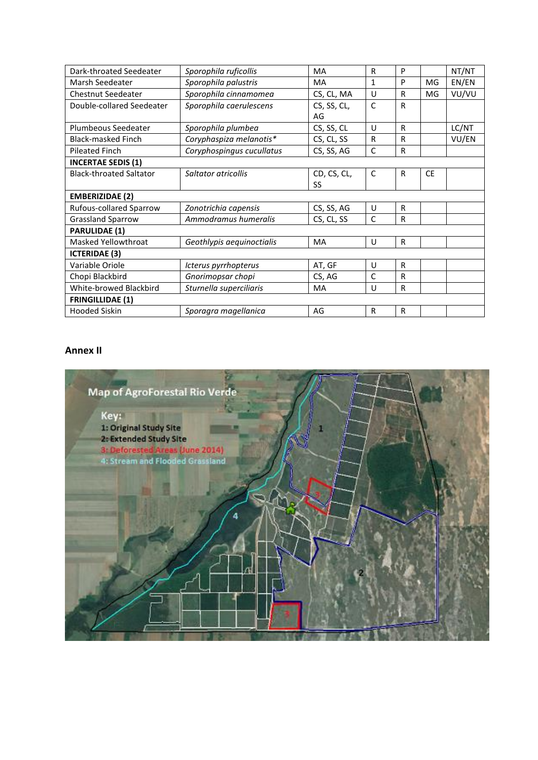| | | | | | | |
|---|---|---|---|---|---|---|
| Dark-throated Seedeater | *Sporophila ruficollis* | MA | R | P | | NT/NT |
| Marsh Seedeater | *Sporophila palustris* | MA | 1 | P | MG | EN/EN |
| Chestnut Seedeater | *Sporophila cinnamomea* | CS, CL, MA | U | R | MG | VU/VU |
| Double-collared Seedeater | *Sporophila caerulescens* | CS, SS, CL, AG | C | R | | |
| Plumbeous Seedeater | *Sporophila plumbea* | CS, SS, CL | U | R | | LC/NT |
| Black-masked Finch | *Coryphaspiza melanotis** | CS, CL, SS | R | R | | VU/EN |
| Pileated Finch | *Coryphospingus cucullatus* | CS, SS, AG | C | R | | |
| **INCERTAE SEDIS (1)** | | | | | | |
| Black-throated Saltator | *Saltator atricollis* | CD, CS, CL, SS | C | R | CE | |
| **EMBERIZIDAE (2)** | | | | | | |
| Rufous-collared Sparrow | *Zonotrichia capensis* | CS, SS, AG | U | R | | |
| Grassland Sparrow | *Ammodramus humeralis* | CS, CL, SS | C | R | | |
| **PARULIDAE (1)** | | | | | | |
| Masked Yellowthroat | *Geothlypis aequinoctialis* | MA | U | R | | |
| **ICTERIDAE (3)** | | | | | | |
| Variable Oriole | *Icterus pyrrhopterus* | AT, GF | U | R | | |
| Chopi Blackbird | *Gnorimopsar chopi* | CS, AG | C | R | | |
| White-browed Blackbird | *Sturnella superciliaris* | MA | U | R | | |
| **FRINGILLIDAE (1)** | | | | | | |
| Hooded Siskin | *Sporagra magellanica* | AG | R | R | | |

## Annex II

Map of AgroForestal Rio Verde

Key:
1: Original Study Site
2: Extended Study Site
3: Deforested Areas (June 2014)
4: Stream and Flooded Grassland